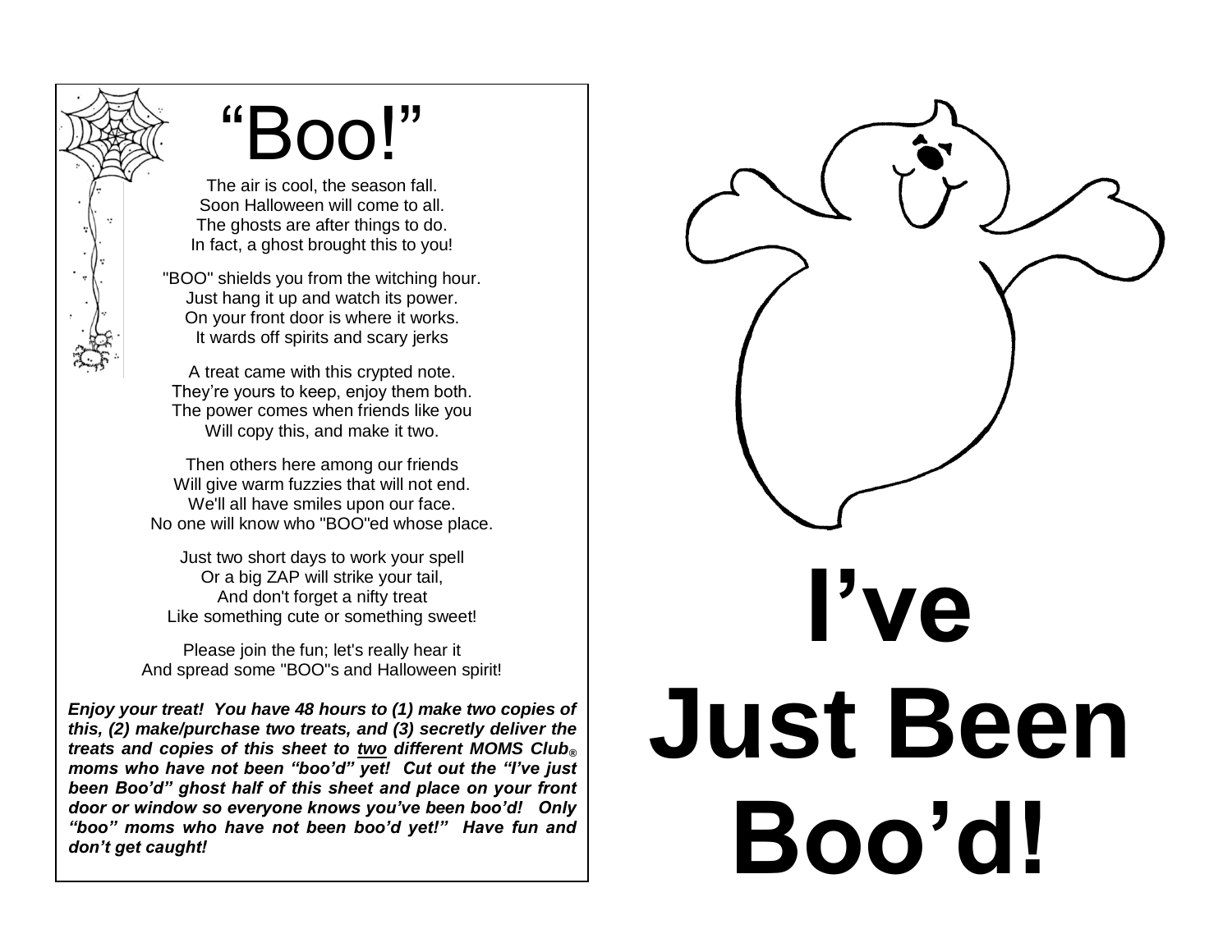# "Boo!"

The air is cool, the season fall.
Soon Halloween will come to all.
The ghosts are after things to do.
In fact, a ghost brought this to you!

"BOO" shields you from the witching hour.
Just hang it up and watch its power.
On your front door is where it works.
It wards off spirits and scary jerks

A treat came with this crypted note.
They're yours to keep, enjoy them both.
The power comes when friends like you
Will copy this, and make it two.

Then others here among our friends
Will give warm fuzzies that will not end.
We'll all have smiles upon our face.
No one will know who "BOO"ed whose place.

Just two short days to work your spell
Or a big ZAP will strike your tail,
And don't forget a nifty treat
Like something cute or something sweet!

Please join the fun; let's really hear it
And spread some "BOO"s and Halloween spirit!

***Enjoy your treat! You have 48 hours to (1) make two copies of this, (2) make/purchase two treats, and (3) secretly deliver the treats and copies of this sheet to two different MOMS Club® moms who have not been "boo'd" yet! Cut out the "I've just been Boo'd" ghost half of this sheet and place on your front door or window so everyone knows you've been boo'd! Only "boo" moms who have not been boo'd yet!" Have fun and don't get caught!***

# I've Just Been Boo'd!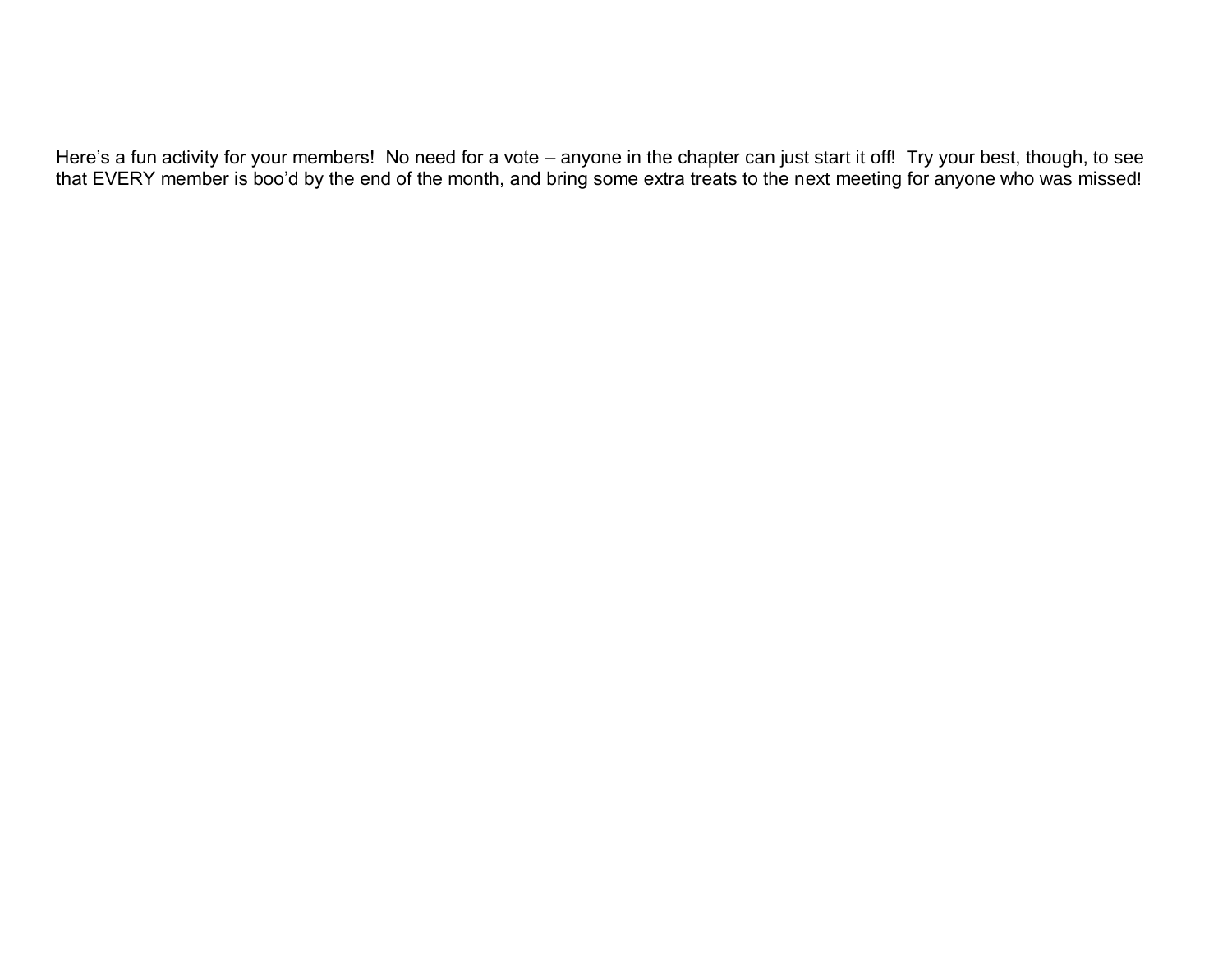Here's a fun activity for your members! No need for a vote – anyone in the chapter can just start it off! Try your best, though, to see that EVERY member is boo'd by the end of the month, and bring some extra treats to the next meeting for anyone who was missed!